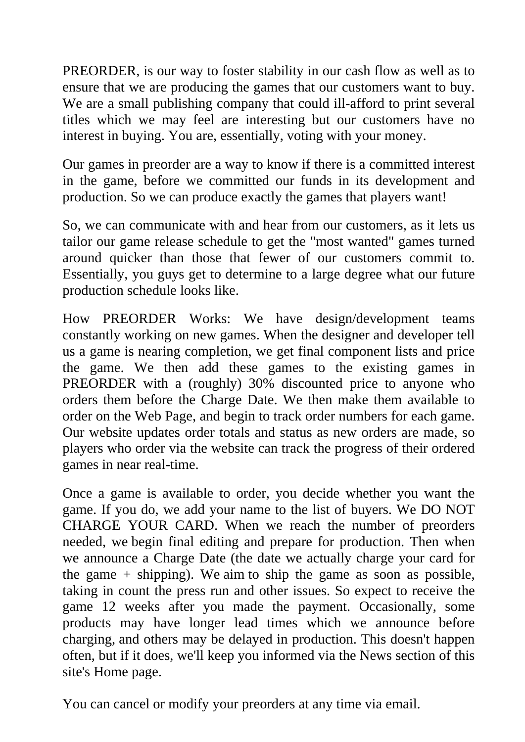PREORDER, is our way to foster stability in our cash flow as well as to ensure that we are producing the games that our customers want to buy. We are a small publishing company that could ill-afford to print several titles which we may feel are interesting but our customers have no interest in buying. You are, essentially, voting with your money.

Our games in preorder are a way to know if there is a committed interest in the game, before we committed our funds in its development and production. So we can produce exactly the games that players want!

So, we can communicate with and hear from our customers, as it lets us tailor our game release schedule to get the "most wanted" games turned around quicker than those that fewer of our customers commit to. Essentially, you guys get to determine to a large degree what our future production schedule looks like.

How PREORDER Works: We have design/development teams constantly working on new games. When the designer and developer tell us a game is nearing completion, we get final component lists and price the game. We then add these games to the existing games in PREORDER with a (roughly) 30% discounted price to anyone who orders them before the Charge Date. We then make them available to order on the Web Page, and begin to track order numbers for each game. Our website updates order totals and status as new orders are made, so players who order via the website can track the progress of their ordered games in near real-time.

Once a game is available to order, you decide whether you want the game. If you do, we add your name to the list of buyers. We DO NOT CHARGE YOUR CARD. When we reach the number of preorders needed, we begin final editing and prepare for production. Then when we announce a Charge Date (the date we actually charge your card for the game + shipping). We aim to ship the game as soon as possible, taking in count the press run and other issues. So expect to receive the game 12 weeks after you made the payment. Occasionally, some products may have longer lead times which we announce before charging, and others may be delayed in production. This doesn't happen often, but if it does, we'll keep you informed via the News section of this site's Home page.

You can cancel or modify your preorders at any time via email.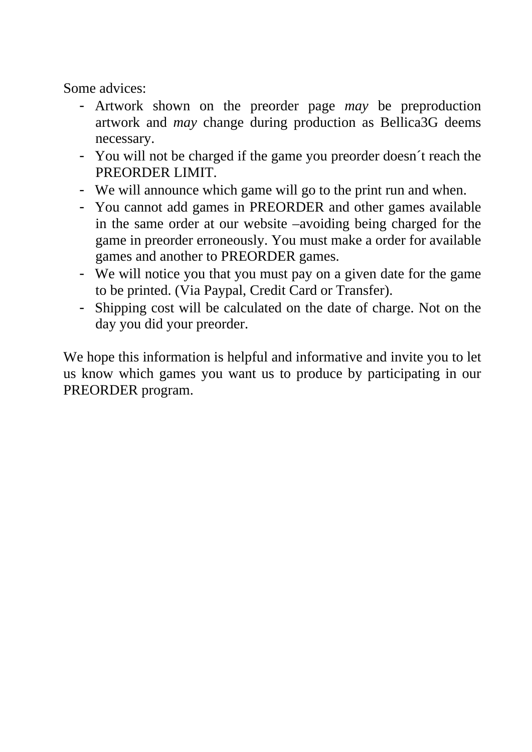Some advices:

- Artwork shown on the preorder page *may* be preproduction artwork and *may* change during production as Bellica3G deems necessary.
- You will not be charged if the game you preorder doesn´t reach the PREORDER LIMIT.
- We will announce which game will go to the print run and when.
- You cannot add games in PREORDER and other games available in the same order at our website –avoiding being charged for the game in preorder erroneously. You must make a order for available games and another to PREORDER games.
- We will notice you that you must pay on a given date for the game to be printed. (Via Paypal, Credit Card or Transfer).
- Shipping cost will be calculated on the date of charge. Not on the day you did your preorder.

We hope this information is helpful and informative and invite you to let us know which games you want us to produce by participating in our PREORDER program.